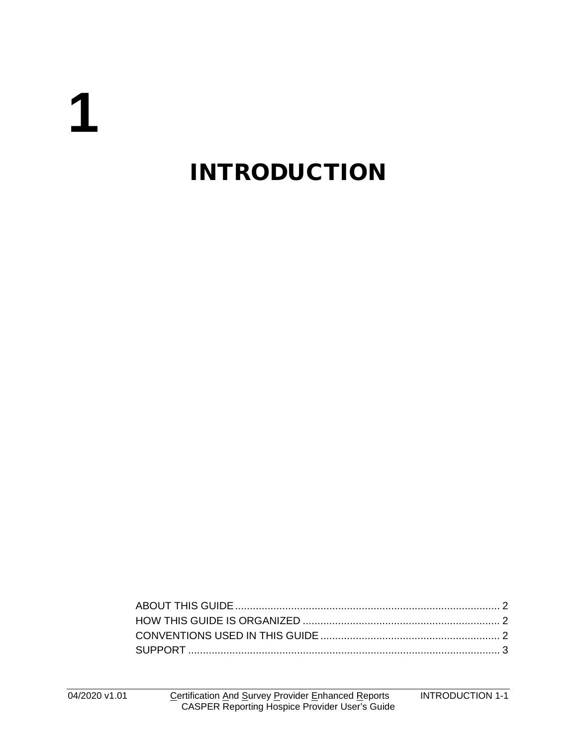# 1

# INTRODUCTION

ABOUT THIS GUIDE .......................................................................................... 2
HOW THIS GUIDE IS ORGANIZED ................................................................... 2
CONVENTIONS USED IN THIS GUIDE ............................................................. 2
SUPPORT .......................................................................................................... 3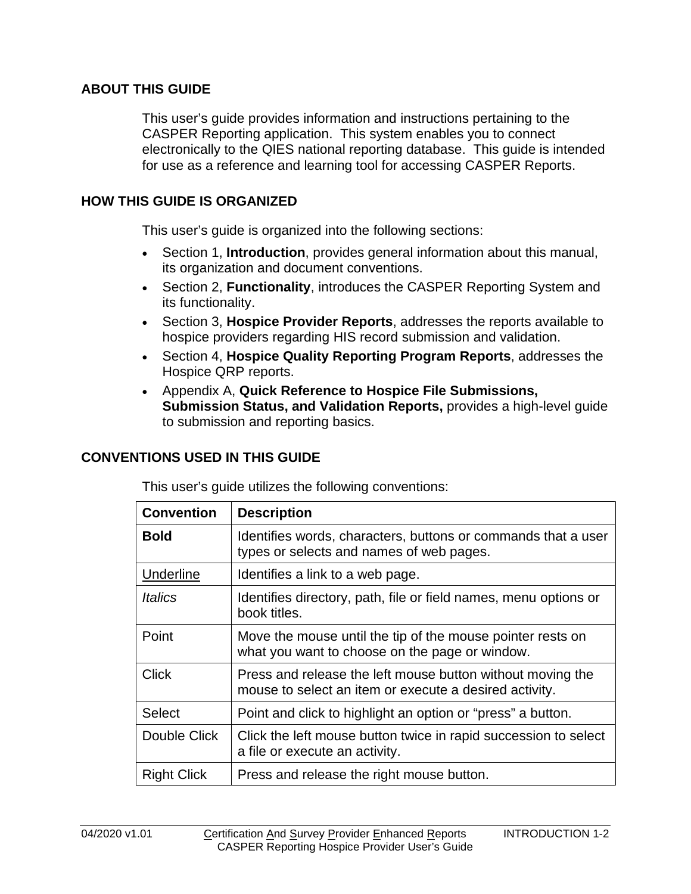## ABOUT THIS GUIDE

This user's guide provides information and instructions pertaining to the CASPER Reporting application. This system enables you to connect electronically to the QIES national reporting database. This guide is intended for use as a reference and learning tool for accessing CASPER Reports.

## HOW THIS GUIDE IS ORGANIZED

This user's guide is organized into the following sections:

- Section 1, **Introduction**, provides general information about this manual, its organization and document conventions.
- Section 2, **Functionality**, introduces the CASPER Reporting System and its functionality.
- Section 3, **Hospice Provider Reports**, addresses the reports available to hospice providers regarding HIS record submission and validation.
- Section 4, **Hospice Quality Reporting Program Reports**, addresses the Hospice QRP reports.
- Appendix A, **Quick Reference to Hospice File Submissions, Submission Status, and Validation Reports,** provides a high-level guide to submission and reporting basics.

## CONVENTIONS USED IN THIS GUIDE

This user's guide utilizes the following conventions:

| Convention | Description |
|---|---|
| **Bold** | Identifies words, characters, buttons or commands that a user types or selects and names of web pages. |
| <u>Underline</u> | Identifies a link to a web page. |
| *Italics* | Identifies directory, path, file or field names, menu options or book titles. |
| Point | Move the mouse until the tip of the mouse pointer rests on what you want to choose on the page or window. |
| Click | Press and release the left mouse button without moving the mouse to select an item or execute a desired activity. |
| Select | Point and click to highlight an option or "press" a button. |
| Double Click | Click the left mouse button twice in rapid succession to select a file or execute an activity. |
| Right Click | Press and release the right mouse button. |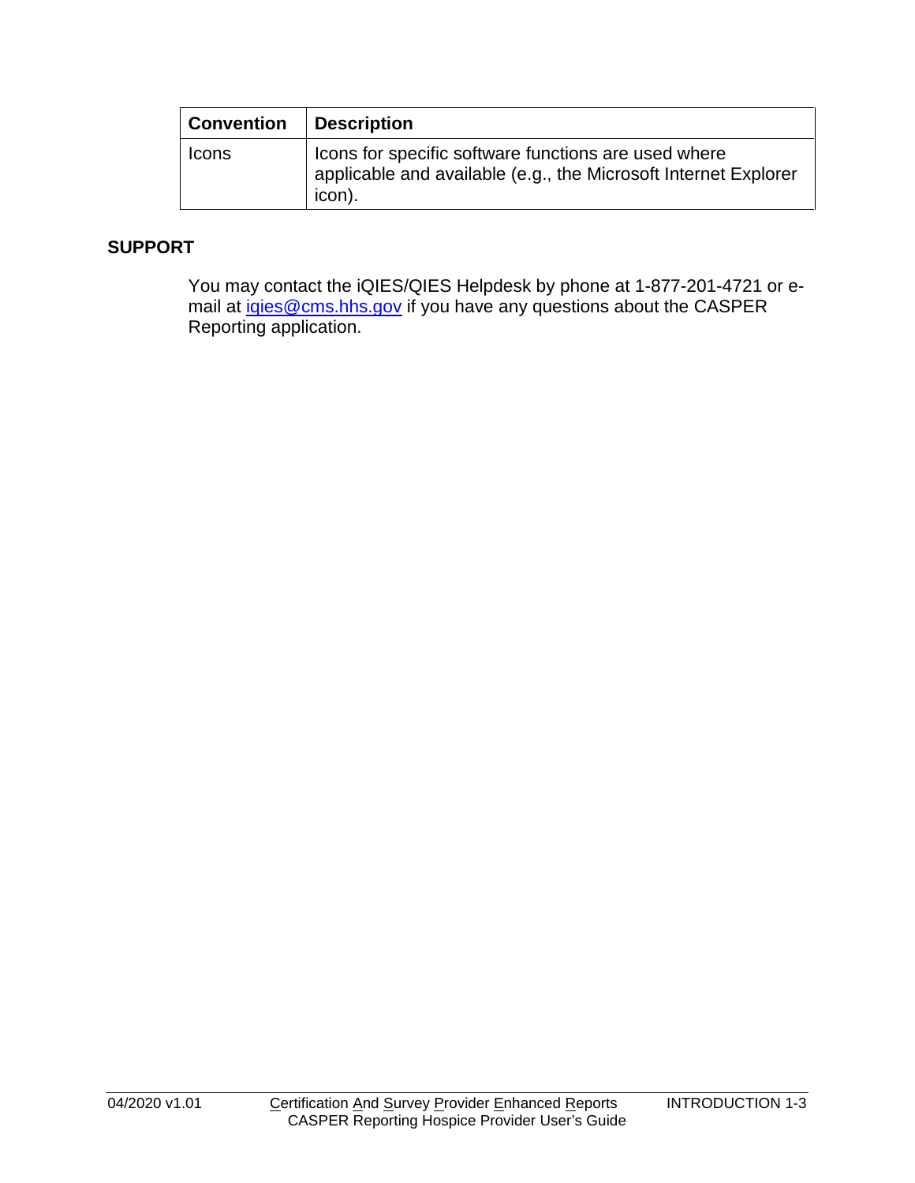| Convention | Description |
| --- | --- |
| Icons | Icons for specific software functions are used where applicable and available (e.g., the Microsoft Internet Explorer icon). |

## SUPPORT

You may contact the iQIES/QIES Helpdesk by phone at 1-877-201-4721 or e-mail at iqies@cms.hhs.gov if you have any questions about the CASPER Reporting application.